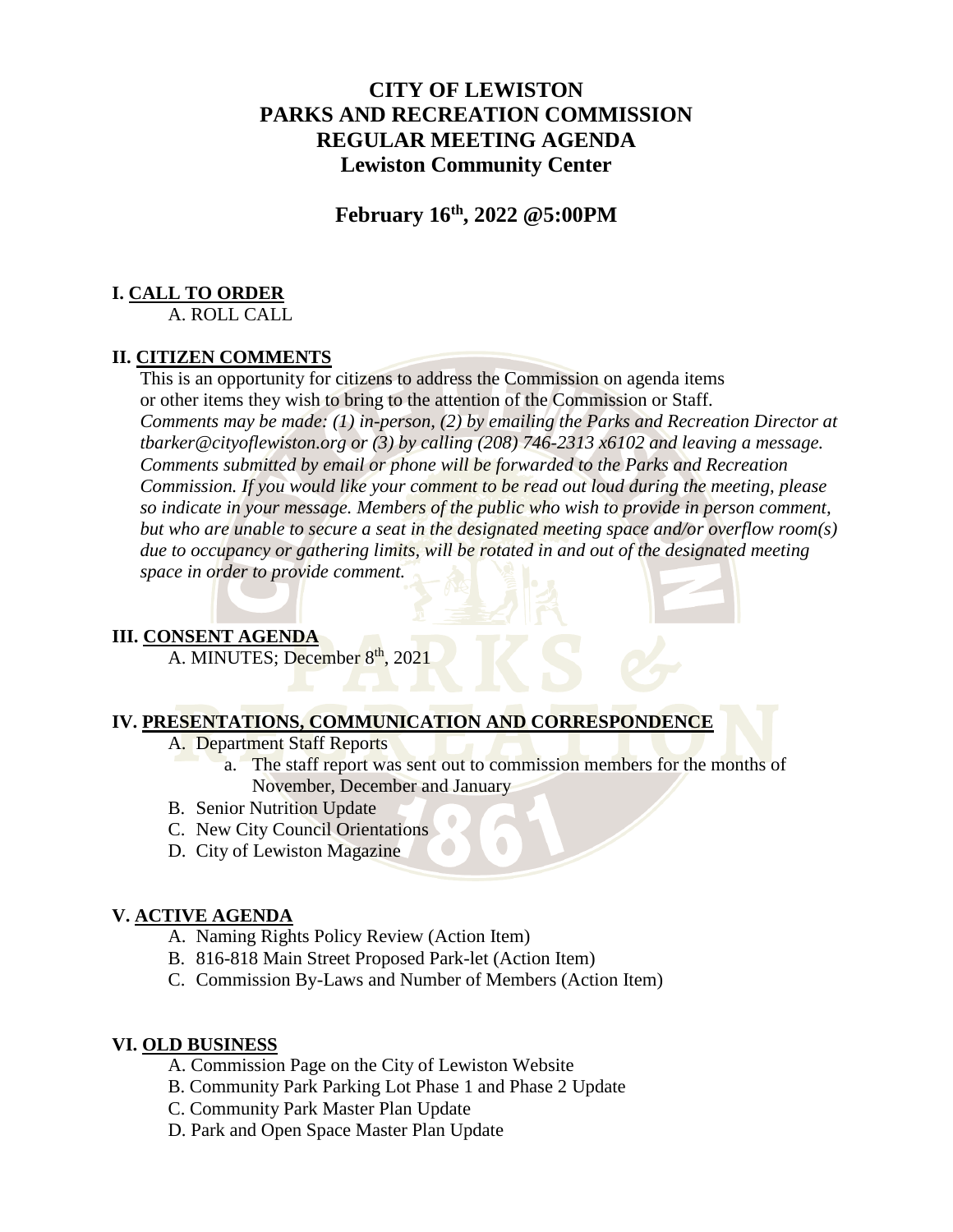# CITY OF LEWISTON
# PARKS AND RECREATION COMMISSION
# REGULAR MEETING AGENDA
# Lewiston Community Center

## February 16th, 2022 @5:00PM

### I. CALL TO ORDER

A. ROLL CALL

### II. CITIZEN COMMENTS

This is an opportunity for citizens to address the Commission on agenda items or other items they wish to bring to the attention of the Commission or Staff. *Comments may be made: (1) in-person, (2) by emailing the Parks and Recreation Director at tbarker@cityoflewiston.org or (3) by calling (208) 746-2313 x6102 and leaving a message. Comments submitted by email or phone will be forwarded to the Parks and Recreation Commission. If you would like your comment to be read out loud during the meeting, please so indicate in your message. Members of the public who wish to provide in person comment, but who are unable to secure a seat in the designated meeting space and/or overflow room(s) due to occupancy or gathering limits, will be rotated in and out of the designated meeting space in order to provide comment.*

### III. CONSENT AGENDA

A. MINUTES; December 8th, 2021

### IV. PRESENTATIONS, COMMUNICATION AND CORRESPONDENCE

A. Department Staff Reports
   a. The staff report was sent out to commission members for the months of November, December and January

B. Senior Nutrition Update

C. New City Council Orientations

D. City of Lewiston Magazine

### V. ACTIVE AGENDA

A. Naming Rights Policy Review (Action Item)

B. 816-818 Main Street Proposed Park-let (Action Item)

C. Commission By-Laws and Number of Members (Action Item)

### VI. OLD BUSINESS

A. Commission Page on the City of Lewiston Website

B. Community Park Parking Lot Phase 1 and Phase 2 Update

C. Community Park Master Plan Update

D. Park and Open Space Master Plan Update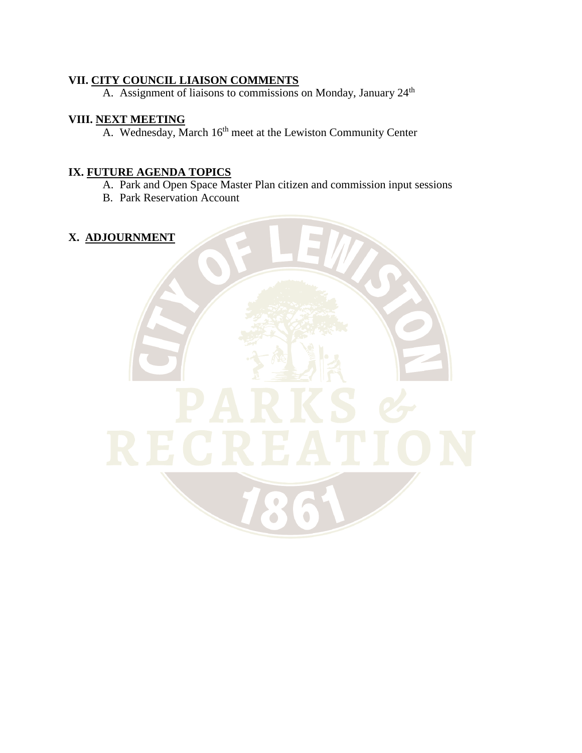## VII. CITY COUNCIL LIAISON COMMENTS

A. Assignment of liaisons to commissions on Monday, January 24th

## VIII. NEXT MEETING

A. Wednesday, March 16th meet at the Lewiston Community Center

## IX. FUTURE AGENDA TOPICS

A. Park and Open Space Master Plan citizen and commission input sessions
B. Park Reservation Account

## X. ADJOURNMENT